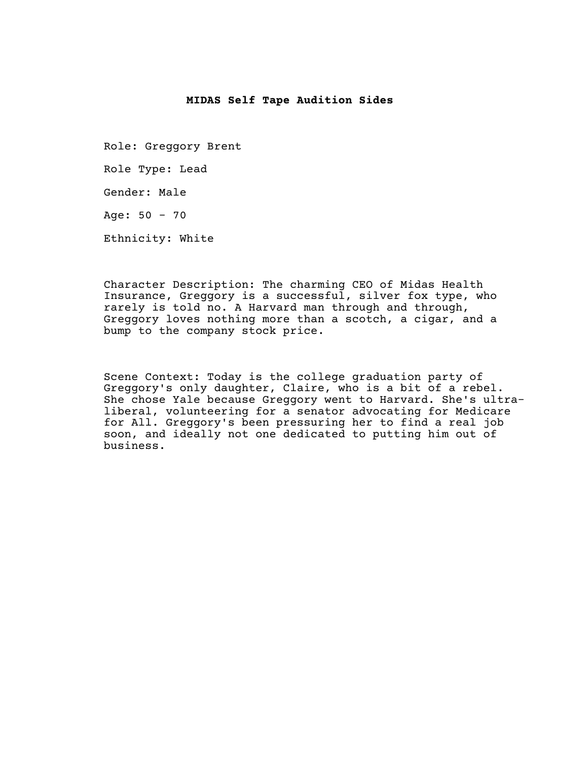# MIDAS Self Tape Audition Sides

Role: Greggory Brent

Role Type: Lead

Gender: Male

Age: 50 - 70

Ethnicity: White

Character Description: The charming CEO of Midas Health Insurance, Greggory is a successful, silver fox type, who rarely is told no. A Harvard man through and through, Greggory loves nothing more than a scotch, a cigar, and a bump to the company stock price.

Scene Context: Today is the college graduation party of Greggory's only daughter, Claire, who is a bit of a rebel. She chose Yale because Greggory went to Harvard. She's ultra-liberal, volunteering for a senator advocating for Medicare for All. Greggory's been pressuring her to find a real job soon, and ideally not one dedicated to putting him out of business.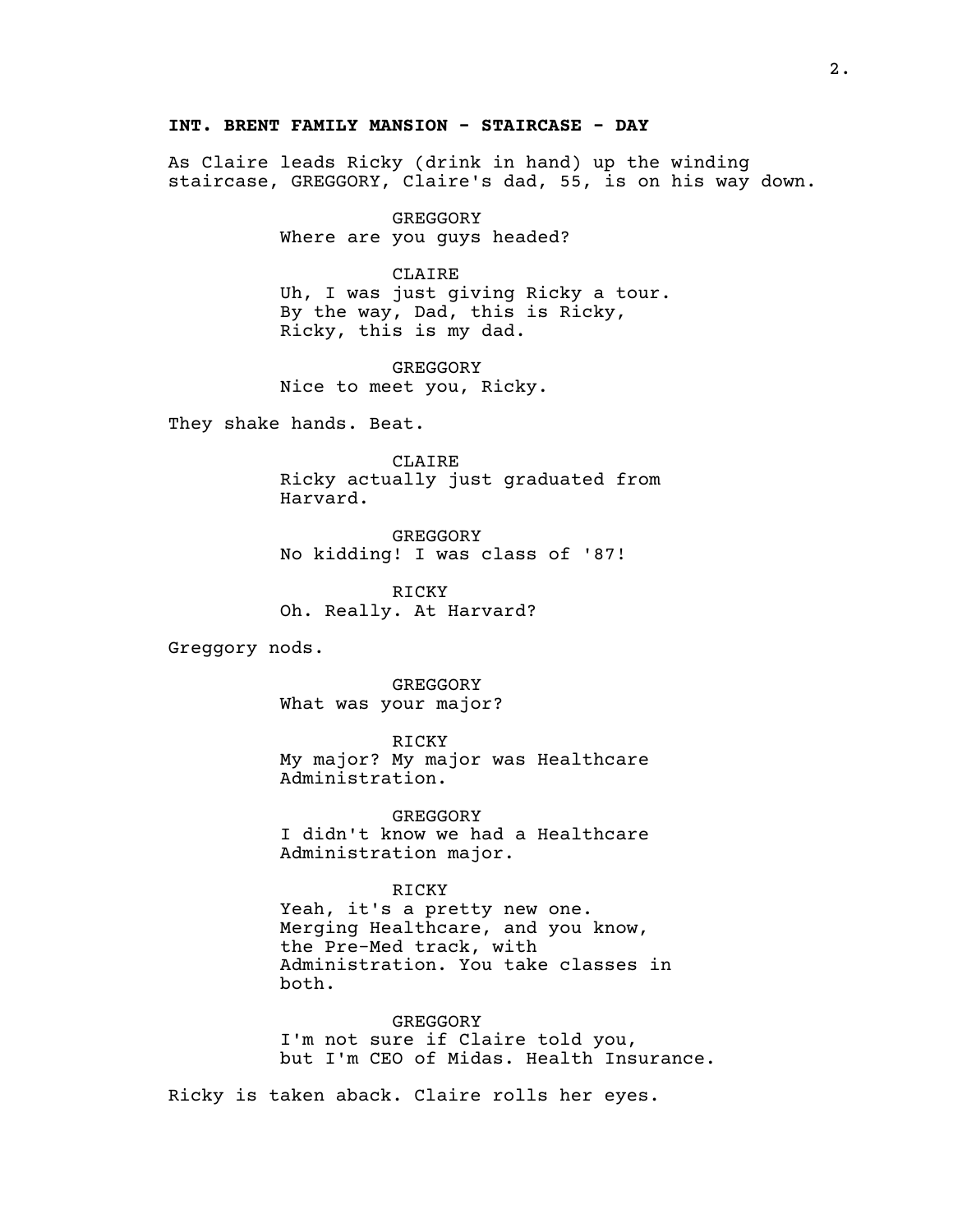**INT. BRENT FAMILY MANSION - STAIRCASE - DAY**

As Claire leads Ricky (drink in hand) up the winding staircase, GREGGORY, Claire's dad, 55, is on his way down.

GREGGORY
Where are you guys headed?

CLAIRE
Uh, I was just giving Ricky a tour. By the way, Dad, this is Ricky, Ricky, this is my dad.

GREGGORY
Nice to meet you, Ricky.

They shake hands. Beat.

CLAIRE
Ricky actually just graduated from Harvard.

GREGGORY
No kidding! I was class of '87!

RICKY
Oh. Really. At Harvard?

Greggory nods.

GREGGORY
What was your major?

RICKY
My major? My major was Healthcare Administration.

GREGGORY
I didn't know we had a Healthcare Administration major.

RICKY
Yeah, it's a pretty new one. Merging Healthcare, and you know, the Pre-Med track, with Administration. You take classes in both.

GREGGORY
I'm not sure if Claire told you, but I'm CEO of Midas. Health Insurance.

Ricky is taken aback. Claire rolls her eyes.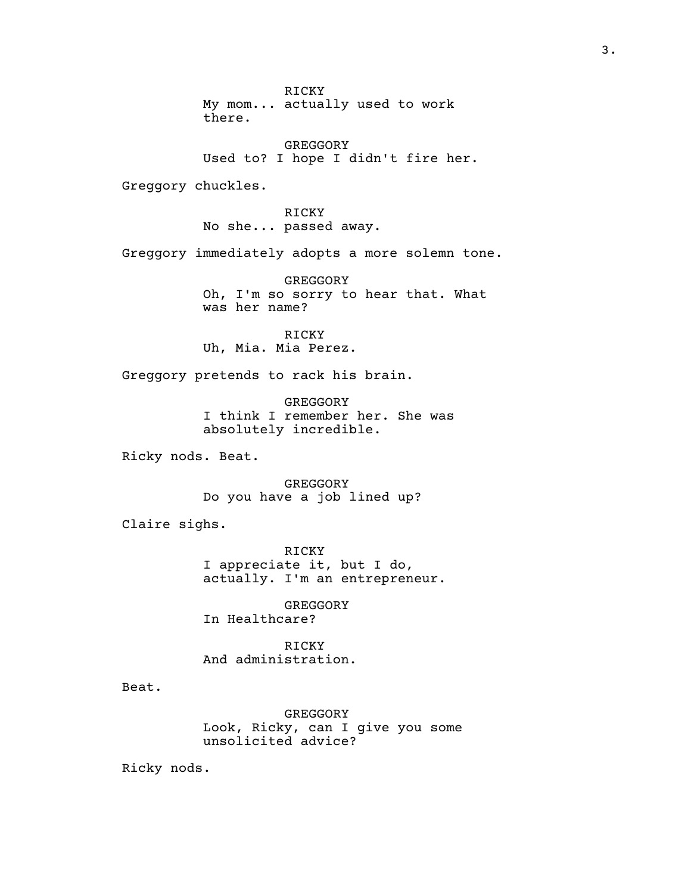RICKY
My mom... actually used to work there.

GREGGORY
Used to? I hope I didn't fire her.

Greggory chuckles.

RICKY
No she... passed away.

Greggory immediately adopts a more solemn tone.

GREGGORY
Oh, I'm so sorry to hear that. What was her name?

RICKY
Uh, Mia. Mia Perez.

Greggory pretends to rack his brain.

GREGGORY
I think I remember her. She was absolutely incredible.

Ricky nods. Beat.

GREGGORY
Do you have a job lined up?

Claire sighs.

RICKY
I appreciate it, but I do, actually. I'm an entrepreneur.

GREGGORY
In Healthcare?

RICKY
And administration.

Beat.

GREGGORY
Look, Ricky, can I give you some unsolicited advice?

Ricky nods.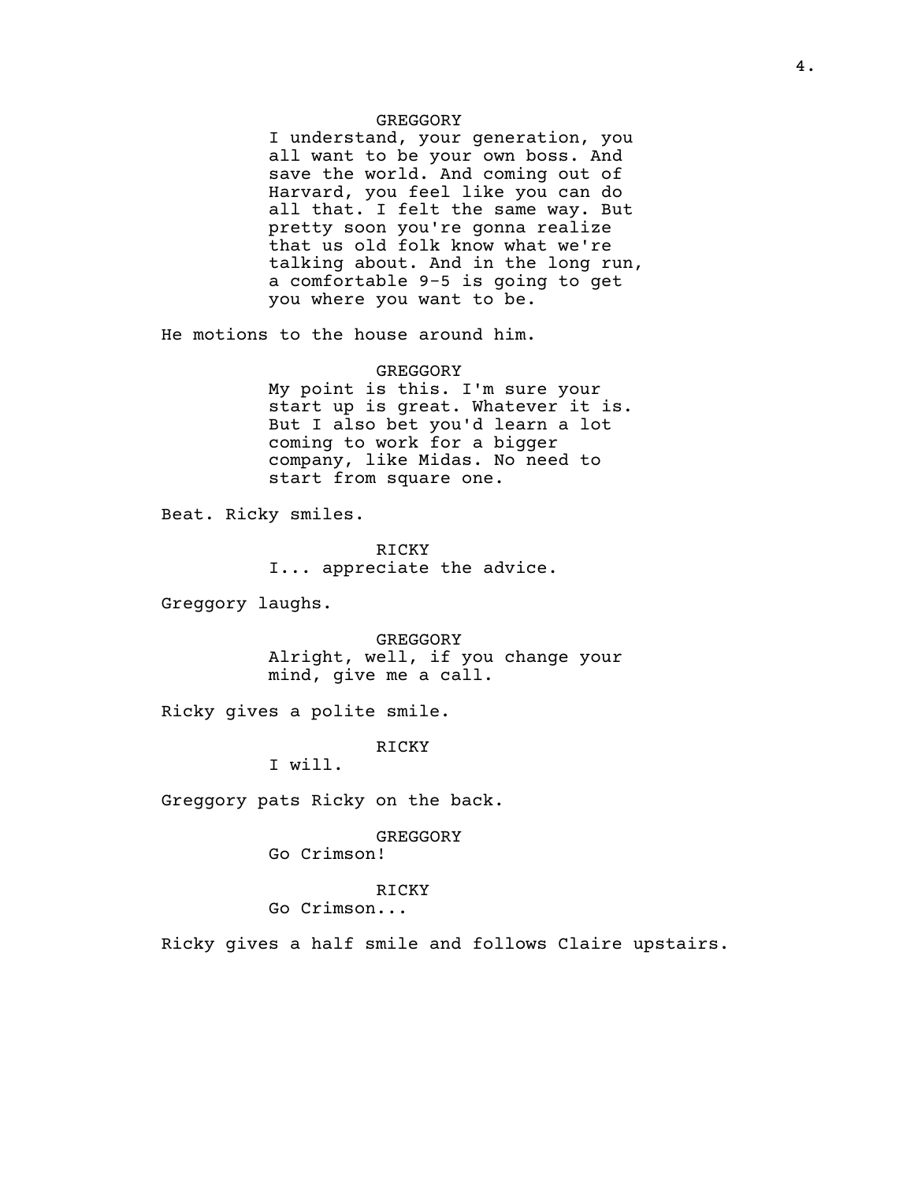GREGGORY
I understand, your generation, you all want to be your own boss. And save the world. And coming out of Harvard, you feel like you can do all that. I felt the same way. But pretty soon you're gonna realize that us old folk know what we're talking about. And in the long run, a comfortable 9-5 is going to get you where you want to be.

He motions to the house around him.

GREGGORY
My point is this. I'm sure your start up is great. Whatever it is. But I also bet you'd learn a lot coming to work for a bigger company, like Midas. No need to start from square one.

Beat. Ricky smiles.

RICKY
I... appreciate the advice.

Greggory laughs.

GREGGORY
Alright, well, if you change your mind, give me a call.

Ricky gives a polite smile.

RICKY
I will.

Greggory pats Ricky on the back.

GREGGORY
Go Crimson!

RICKY
Go Crimson...

Ricky gives a half smile and follows Claire upstairs.